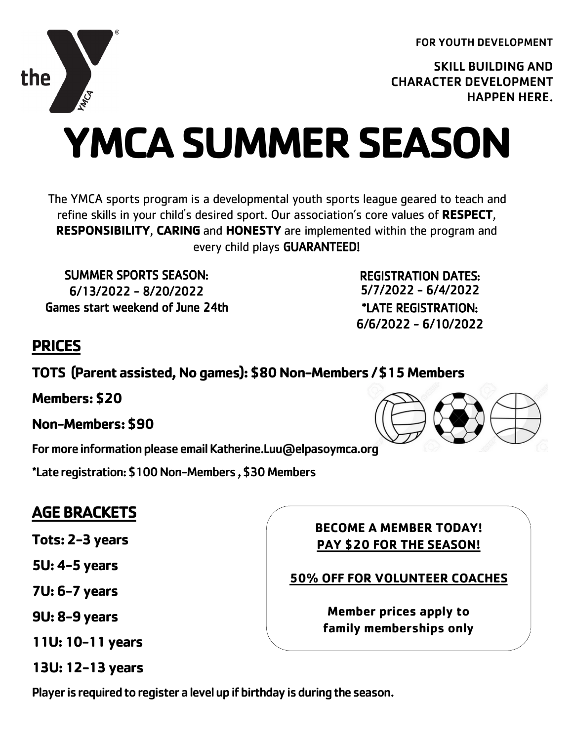FOR YOUTH DEVELOPMENT

SKILL BUILDING AND CHARACTER DEVELOPMENT HAPPEN HERE.

# YMCA SUMMER SEASON

The YMCA sports program is a developmental youth sports league geared to teach and refine skills in your child's desired sport. Our association's core values of **RESPECT**, **RESPONSIBILITY**, **CARING** and **HONESTY** are implemented within the program and every child plays GUARANTEED!

SUMMER SPORTS SEASON:
6/13/2022 - 8/20/2022
Games start weekend of June 24th

REGISTRATION DATES:
5/7/2022 - 6/4/2022
*LATE REGISTRATION:
6/6/2022 - 6/10/2022

## PRICES

**TOTS (Parent assisted, No games): $80 Non-Members / $15 Members**

**Members: $20**

**Non-Members: $90**

**For more information please email Katherine.Luu@elpasoymca.org**

***Late registration: $100 Non-Members , $30 Members**

## AGE BRACKETS

**Tots: 2-3 years**

**5U: 4-5 years**

**7U: 6-7 years**

**9U: 8-9 years**

**11U: 10-11 years**

**13U: 12-13 years**

**Player is required to register a level up if birthday is during the season.**

**BECOME A MEMBER TODAY!**
**PAY $20 FOR THE SEASON!**

**50% OFF FOR VOLUNTEER COACHES**

**Member prices apply to family memberships only**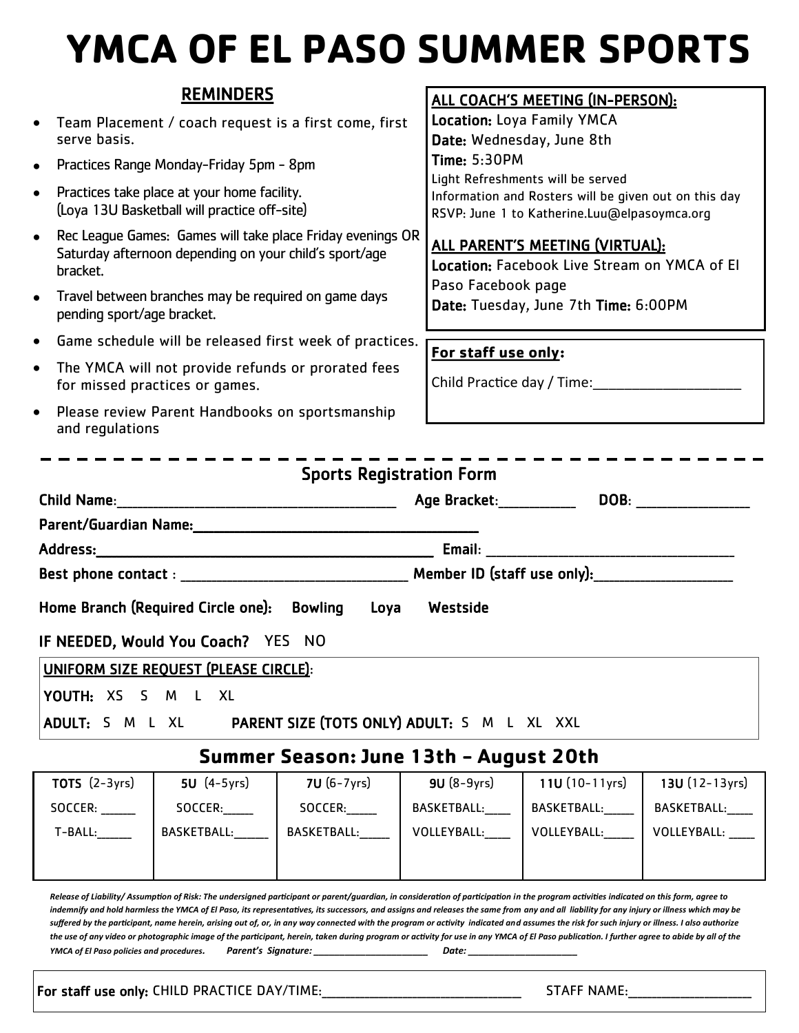# YMCA OF EL PASO SUMMER SPORTS

## REMINDERS

- Team Placement / coach request is a first come, first serve basis.
- Practices Range Monday-Friday 5pm - 8pm
- Practices take place at your home facility. (Loya 13U Basketball will practice off-site)
- Rec League Games: Games will take place Friday evenings OR Saturday afternoon depending on your child's sport/age bracket.
- Travel between branches may be required on game days pending sport/age bracket.
- Game schedule will be released first week of practices.
- The YMCA will not provide refunds or prorated fees for missed practices or games.
- Please review Parent Handbooks on sportsmanship and regulations

**ALL COACH'S MEETING (IN-PERSON):**

**Location:** Loya Family YMCA
**Date:** Wednesday, June 8th
**Time:** 5:30PM
Light Refreshments will be served
Information and Rosters will be given out on this day
RSVP: June 1 to Katherine.Luu@elpasoymca.org

**ALL PARENT'S MEETING (VIRTUAL):**

**Location:** Facebook Live Stream on YMCA of El Paso Facebook page
**Date:** Tuesday, June 7th **Time:** 6:00PM

**For staff use only:**

Child Practice day / Time:____________________

## Sports Registration Form

**Child Name:**_______________________________________ **Age Bracket:**__________ **DOB:** _______________

**Parent/Guardian Name:**____________________________________

**Address:**____________________________________________ **Email:** __________________________________

**Best phone contact:** _______________________________ **Member ID (staff use only):**__________________

**Home Branch (Required Circle one):** Bowling Loya Westside

**IF NEEDED, Would You Coach?** YES NO

**UNIFORM SIZE REQUEST (PLEASE CIRCLE):**

**YOUTH:** XS S M L XL

**ADULT:** S M L XL **PARENT SIZE (TOTS ONLY) ADULT:** S M L XL XXL

## Summer Season: June 13th - August 20th

| **TOTS** (2-3yrs) | **5U** (4-5yrs) | **7U** (6-7yrs) | **9U** (8-9yrs) | **11U** (10-11yrs) | **13U** (12-13yrs) |
|---|---|---|---|---|---|
| SOCCER: ______ | SOCCER:_____ | SOCCER:_____ | BASKETBALL:____ | BASKETBALL:_____ | BASKETBALL:____ |
| T-BALL:______ | BASKETBALL:_____ | BASKETBALL:_____ | VOLLEYBALL:____ | VOLLEYBALL:_____ | VOLLEYBALL: ____ |

*Release of Liability/ Assumption of Risk: The undersigned participant or parent/guardian, in consideration of participation in the program activities indicated on this form, agree to indemnify and hold harmless the YMCA of El Paso, its representatives, its successors, and assigns and releases the same from any and all liability for any injury or illness which may be suffered by the participant, name herein, arising out of, or, in any way connected with the program or activity indicated and assumes the risk for such injury or illness. I also authorize the use of any video or photographic image of the participant, herein, taken during program or activity for use in any YMCA of El Paso publication. I further agree to abide by all of the YMCA of El Paso policies and procedures.* ***Parent's Signature:*** *______________________* ***Date:*** *____________________*

**For staff use only:** CHILD PRACTICE DAY/TIME:_____________________________ STAFF NAME:__________________